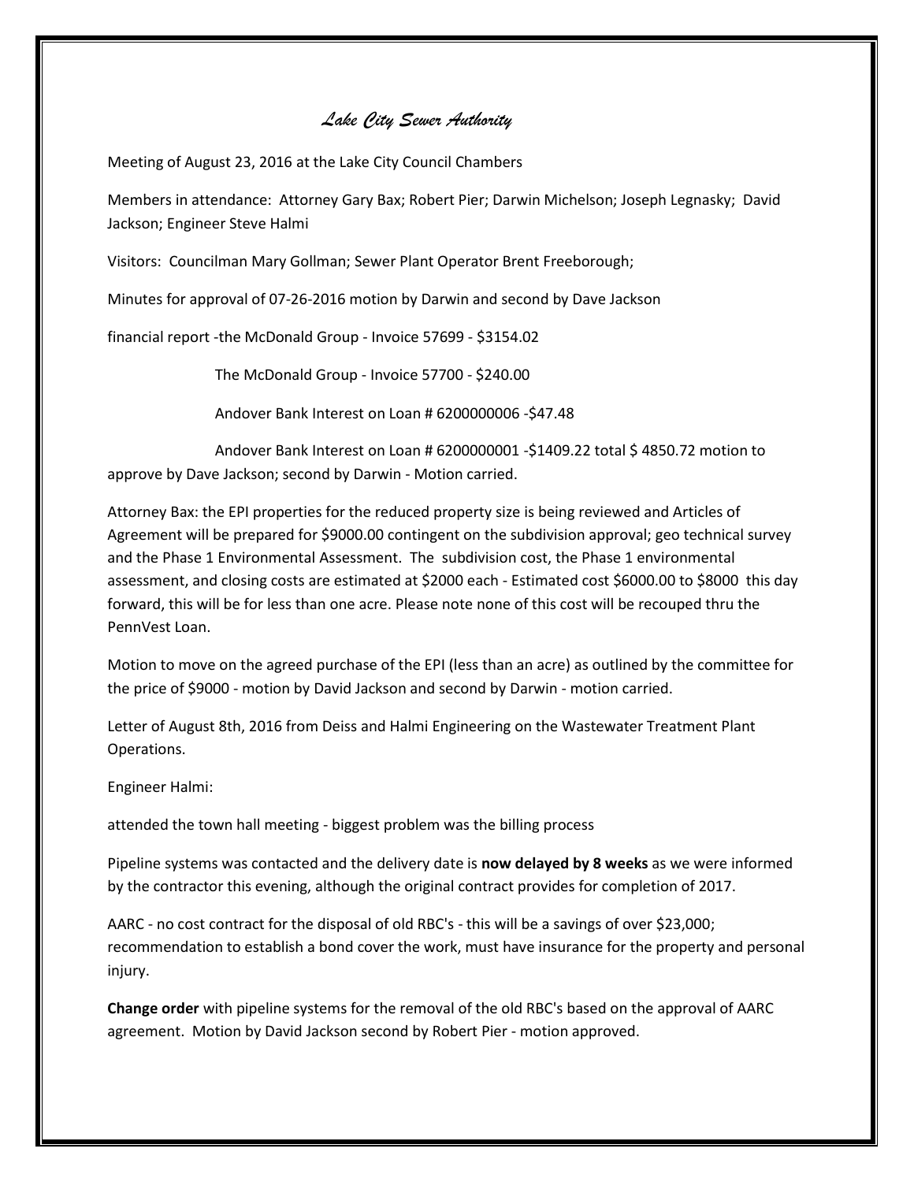# *Lake City Sewer Authority*

Meeting of August 23, 2016 at the Lake City Council Chambers

Members in attendance: Attorney Gary Bax; Robert Pier; Darwin Michelson; Joseph Legnasky; David Jackson; Engineer Steve Halmi

Visitors: Councilman Mary Gollman; Sewer Plant Operator Brent Freeborough;

Minutes for approval of 07-26-2016 motion by Darwin and second by Dave Jackson

financial report -the McDonald Group - Invoice 57699 - $3154.02

The McDonald Group - Invoice 57700 - $240.00

Andover Bank Interest on Loan # 6200000006 -$47.48

Andover Bank Interest on Loan # 6200000001 -$1409.22 total $ 4850.72 motion to approve by Dave Jackson; second by Darwin - Motion carried.

Attorney Bax: the EPI properties for the reduced property size is being reviewed and Articles of Agreement will be prepared for $9000.00 contingent on the subdivision approval; geo technical survey and the Phase 1 Environmental Assessment. The subdivision cost, the Phase 1 environmental assessment, and closing costs are estimated at $2000 each - Estimated cost $6000.00 to $8000 this day forward, this will be for less than one acre. Please note none of this cost will be recouped thru the PennVest Loan.

Motion to move on the agreed purchase of the EPI (less than an acre) as outlined by the committee for the price of $9000 - motion by David Jackson and second by Darwin - motion carried.

Letter of August 8th, 2016 from Deiss and Halmi Engineering on the Wastewater Treatment Plant Operations.

Engineer Halmi:

attended the town hall meeting - biggest problem was the billing process

Pipeline systems was contacted and the delivery date is **now delayed by 8 weeks** as we were informed by the contractor this evening, although the original contract provides for completion of 2017.

AARC - no cost contract for the disposal of old RBC's - this will be a savings of over $23,000; recommendation to establish a bond cover the work, must have insurance for the property and personal injury.

**Change order** with pipeline systems for the removal of the old RBC's based on the approval of AARC agreement. Motion by David Jackson second by Robert Pier - motion approved.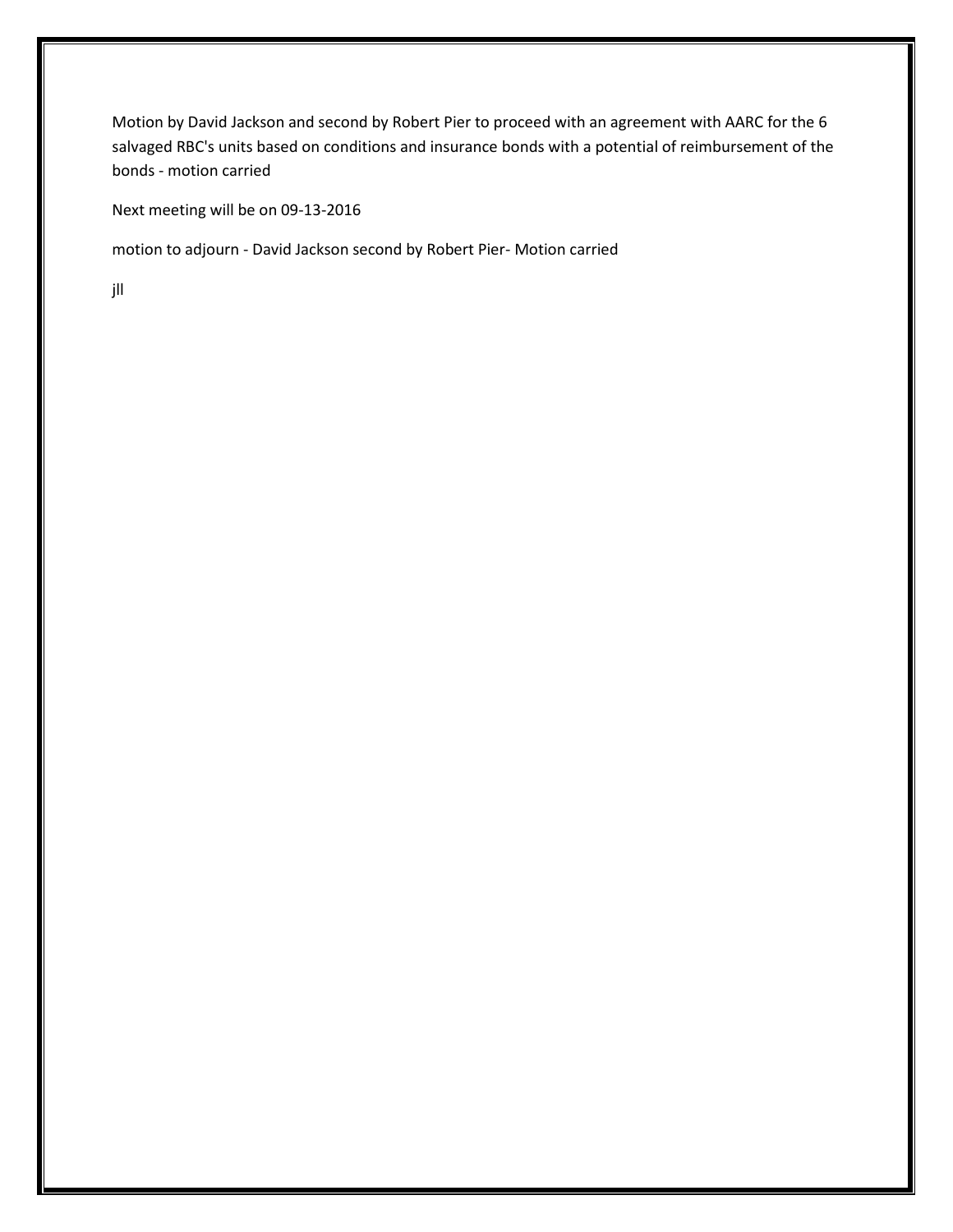Motion by David Jackson and second by Robert Pier to proceed with an agreement with AARC for the 6 salvaged RBC's units based on conditions and insurance bonds with a potential of reimbursement of the bonds - motion carried

Next meeting will be on 09-13-2016

motion to adjourn - David Jackson second by Robert Pier- Motion carried

jll